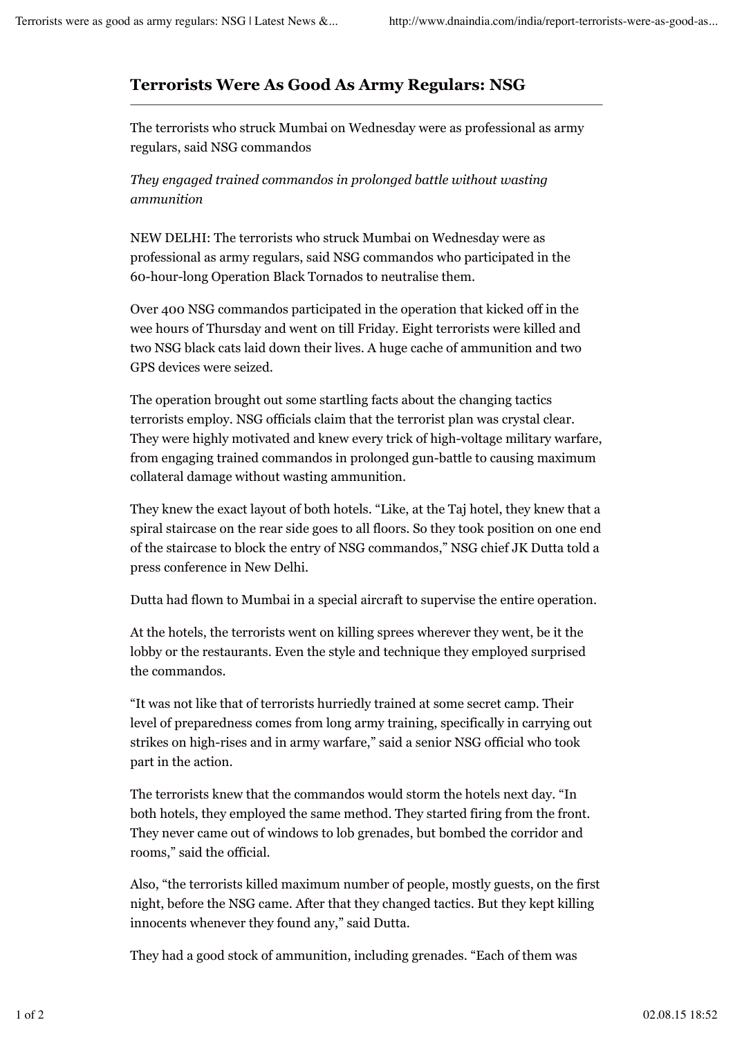# Terrorists Were As Good As Army Regulars: NSG

The terrorists who struck Mumbai on Wednesday were as professional as army regulars, said NSG commandos

*They engaged trained commandos in prolonged battle without wasting ammunition*

NEW DELHI: The terrorists who struck Mumbai on Wednesday were as professional as army regulars, said NSG commandos who participated in the 60-hour-long Operation Black Tornados to neutralise them.

Over 400 NSG commandos participated in the operation that kicked off in the wee hours of Thursday and went on till Friday. Eight terrorists were killed and two NSG black cats laid down their lives. A huge cache of ammunition and two GPS devices were seized.

The operation brought out some startling facts about the changing tactics terrorists employ. NSG officials claim that the terrorist plan was crystal clear. They were highly motivated and knew every trick of high-voltage military warfare, from engaging trained commandos in prolonged gun-battle to causing maximum collateral damage without wasting ammunition.

They knew the exact layout of both hotels. "Like, at the Taj hotel, they knew that a spiral staircase on the rear side goes to all floors. So they took position on one end of the staircase to block the entry of NSG commandos," NSG chief JK Dutta told a press conference in New Delhi.

Dutta had flown to Mumbai in a special aircraft to supervise the entire operation.

At the hotels, the terrorists went on killing sprees wherever they went, be it the lobby or the restaurants. Even the style and technique they employed surprised the commandos.

"It was not like that of terrorists hurriedly trained at some secret camp. Their level of preparedness comes from long army training, specifically in carrying out strikes on high-rises and in army warfare," said a senior NSG official who took part in the action.

The terrorists knew that the commandos would storm the hotels next day. "In both hotels, they employed the same method. They started firing from the front. They never came out of windows to lob grenades, but bombed the corridor and rooms," said the official.

Also, "the terrorists killed maximum number of people, mostly guests, on the first night, before the NSG came. After that they changed tactics. But they kept killing innocents whenever they found any," said Dutta.

They had a good stock of ammunition, including grenades. "Each of them was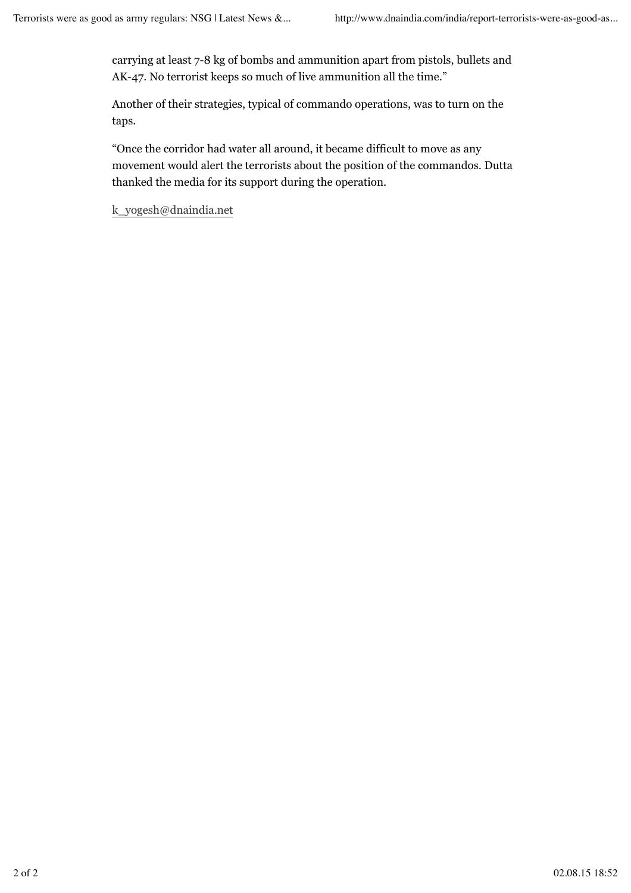carrying at least 7-8 kg of bombs and ammunition apart from pistols, bullets and AK-47. No terrorist keeps so much of live ammunition all the time."

Another of their strategies, typical of commando operations, was to turn on the taps.

"Once the corridor had water all around, it became difficult to move as any movement would alert the terrorists about the position of the commandos. Dutta thanked the media for its support during the operation.

k_yogesh@dnaindia.net